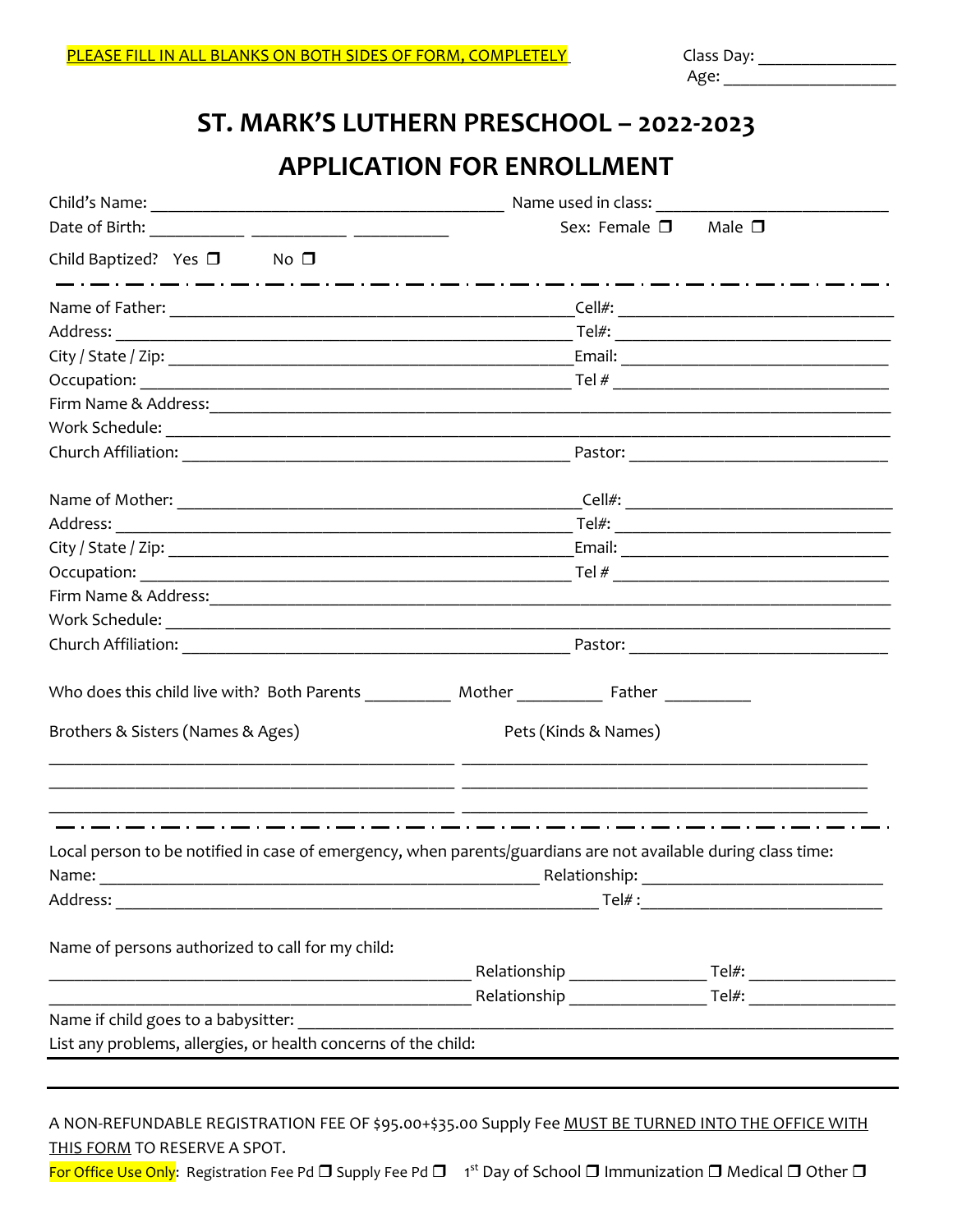PLEASE FILL IN ALL BLANKS ON BOTH SIDES OF FORM, COMPLETELY

Class Day: _______________
Age: ___________________

# ST. MARK'S LUTHERN PRESCHOOL – 2022-2023

# APPLICATION FOR ENROLLMENT

Child's Name: ________________________________________ Name used in class: __________________________

Date of Birth: ___________ ___________ ___________ Sex: Female ❒ Male ❒

Child Baptized? Yes ❒ No ❒

---

Name of Father: ____________________________________________ Cell#: _____________________________

Address: __________________________________________________ Tel#: ______________________________

City / State / Zip: _____________________________________________ Email: _____________________________

Occupation: ________________________________________________ Tel # ______________________________

Firm Name & Address: _________________________________________________________________________

Work Schedule: _______________________________________________________________________________

Church Affiliation: ___________________________________________ Pastor: ____________________________

Name of Mother: ____________________________________________ Cell#: _____________________________

Address: __________________________________________________ Tel#: ______________________________

City / State / Zip: _____________________________________________ Email: _____________________________

Occupation: ________________________________________________ Tel # ______________________________

Firm Name & Address: _________________________________________________________________________

Work Schedule: _______________________________________________________________________________

Church Affiliation: ___________________________________________ Pastor: ____________________________

Who does this child live with? Both Parents __________ Mother __________ Father __________

Brothers & Sisters (Names & Ages) Pets (Kinds & Names)

______________________________________________ ______________________________________________

______________________________________________ ______________________________________________

______________________________________________ ______________________________________________

---

Local person to be notified in case of emergency, when parents/guardians are not available during class time:

Name: ________________________________________________ Relationship: __________________________

Address: ______________________________________________________ Tel# : __________________________

Name of persons authorized to call for my child:

_______________________________________________ Relationship _______________ Tel#: ________________

_______________________________________________ Relationship _______________ Tel#: ________________

Name if child goes to a babysitter: ______________________________________________________________

List any problems, allergies, or health concerns of the child:

______________________________________________________________________________________________

______________________________________________________________________________________________

A NON-REFUNDABLE REGISTRATION FEE OF $95.00+$35.00 Supply Fee MUST BE TURNED INTO THE OFFICE WITH THIS FORM TO RESERVE A SPOT.

For Office Use Only: Registration Fee Pd ❒ Supply Fee Pd ❒ 1st Day of School ❒ Immunization ❒ Medical ❒ Other ❒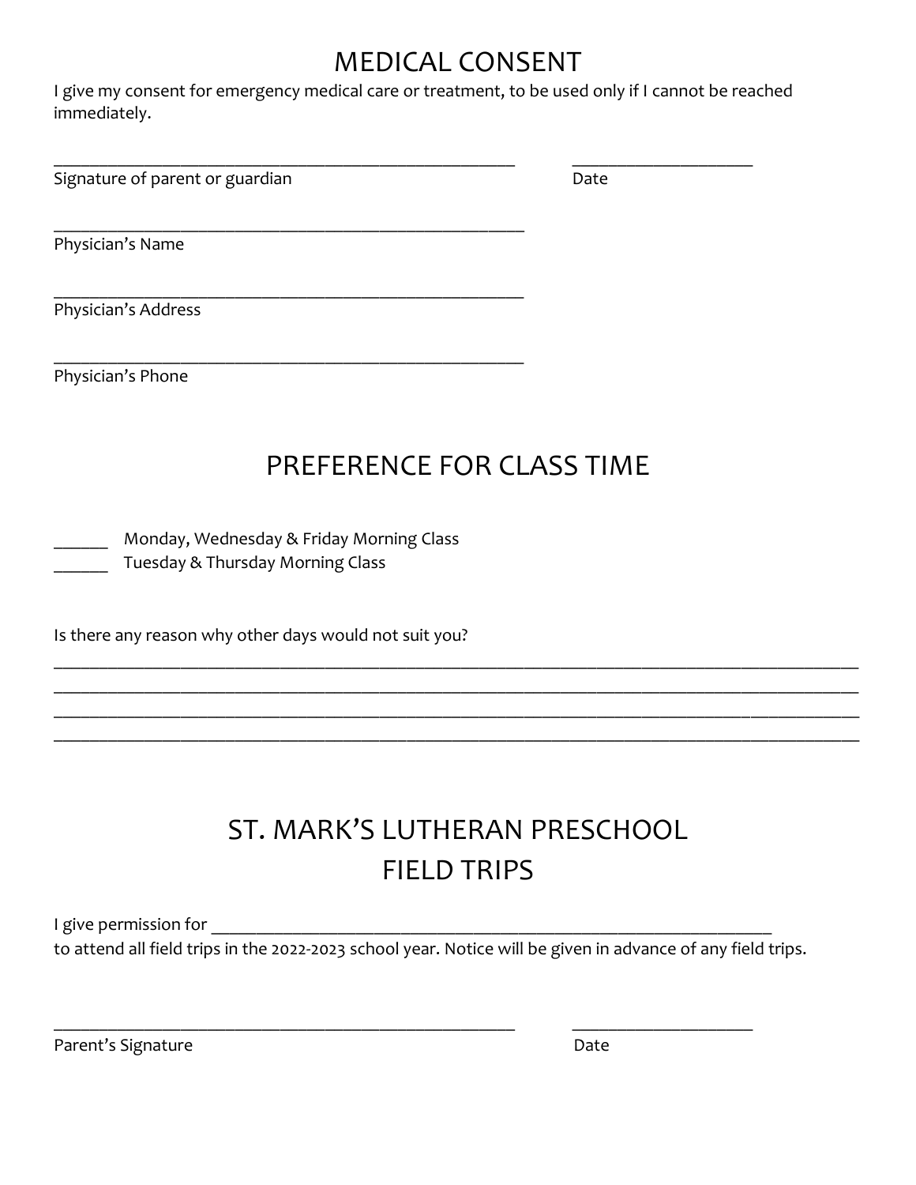# MEDICAL CONSENT

I give my consent for emergency medical care or treatment, to be used only if I cannot be reached immediately.

______________________________________________________ ____________________

Signature of parent or guardian Date

_______________________________________________________

Physician's Name

_______________________________________________________

Physician's Address

_______________________________________________________

Physician's Phone

# PREFERENCE FOR CLASS TIME

______ Monday, Wednesday & Friday Morning Class

______ Tuesday & Thursday Morning Class

Is there any reason why other days would not suit you?

_______________________________________________________________________________________________

_______________________________________________________________________________________________

_______________________________________________________________________________________________

_______________________________________________________________________________________________

# ST. MARK'S LUTHERAN PRESCHOOL FIELD TRIPS

I give permission for _________________________________________________________________ to attend all field trips in the 2022-2023 school year. Notice will be given in advance of any field trips.

______________________________________________________ ____________________

Parent's Signature Date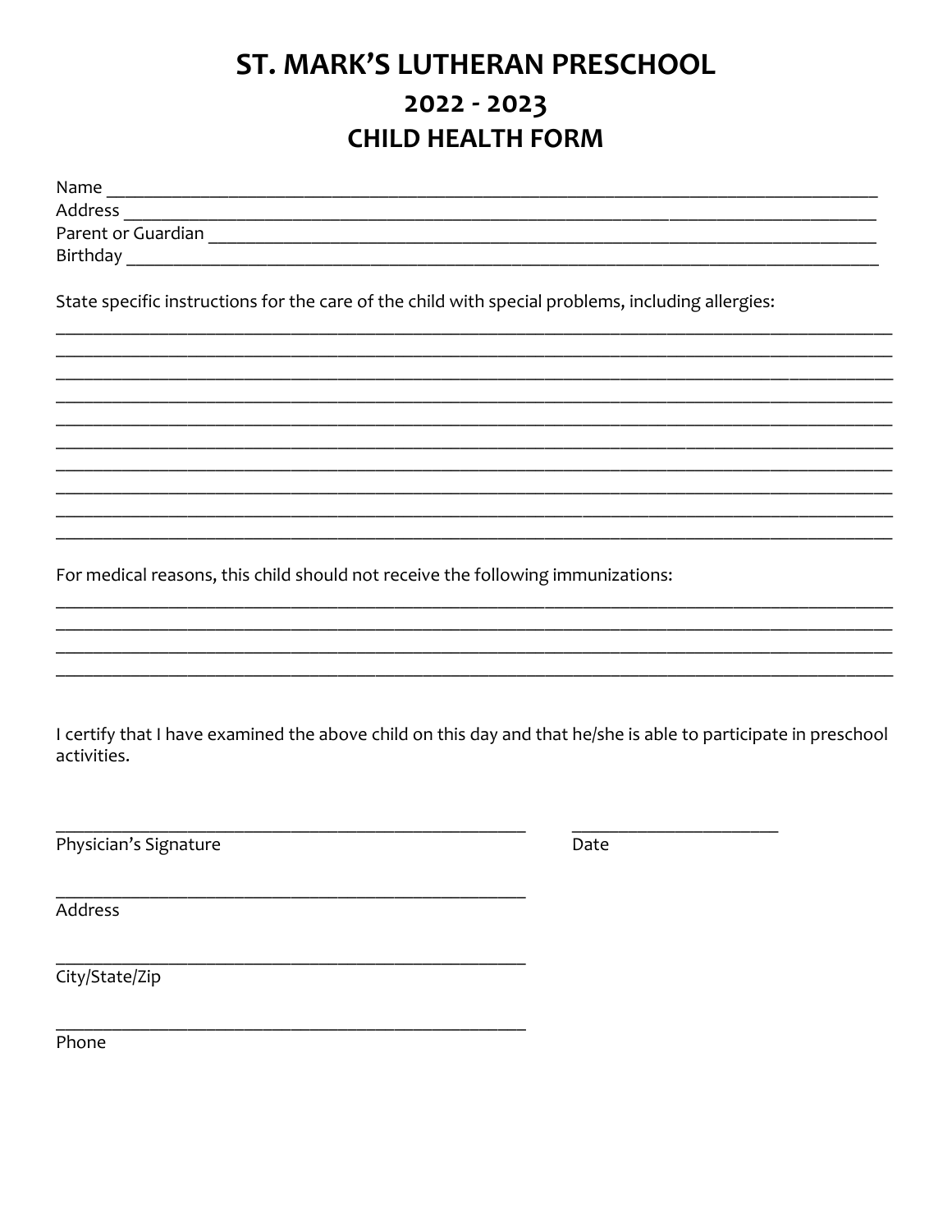# ST. MARK'S LUTHERAN PRESCHOOL

## 2022 - 2023

## CHILD HEALTH FORM

Name ____________________________________________________________________________

Address __________________________________________________________________________

Parent or Guardian _________________________________________________________________

Birthday _________________________________________________________________________

State specific instructions for the care of the child with special problems, including allergies:

______________________________________________________________________________________

______________________________________________________________________________________

______________________________________________________________________________________

______________________________________________________________________________________

______________________________________________________________________________________

______________________________________________________________________________________

______________________________________________________________________________________

______________________________________________________________________________________

______________________________________________________________________________________

______________________________________________________________________________________

For medical reasons, this child should not receive the following immunizations:

______________________________________________________________________________________

______________________________________________________________________________________

______________________________________________________________________________________

______________________________________________________________________________________

I certify that I have examined the above child on this day and that he/she is able to participate in preschool activities.

_______________________________________________ _____________________

Physician's Signature Date

_______________________________________________

Address

_______________________________________________

City/State/Zip

_______________________________________________

Phone